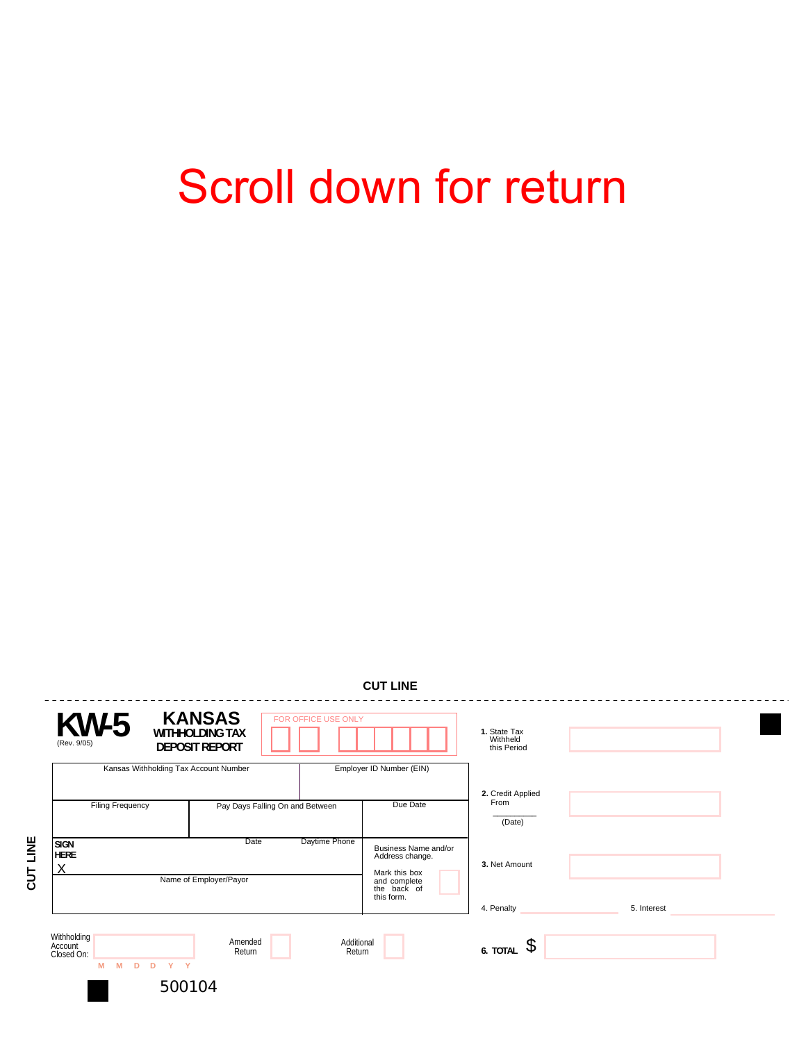# Scroll down for return

CUT LINE

**KW-5** (Rev. 9/05)

**KANSAS WITHHOLDING TAX DEPOSIT REPORT**

FOR OFFICE USE ONLY

| Kansas Withholding Tax Account Number | | Employer ID Number (EIN) |
|---|---|---|
| Filing Frequency | Pay Days Falling On and Between | Due Date |
| **SIGN HERE** X | Date | Daytime Phone |
| Name of Employer/Payor | | Business Name and/or Address change. Mark this box and complete the back of this form. |

**1.** State Tax Withheld this Period

**2.** Credit Applied From ________ (Date)

**3.** Net Amount

4. Penalty

5. Interest

**6. TOTAL** $

Withholding Account Closed On: M M D D Y Y

Amended Return

Additional Return

CUT LINE

500104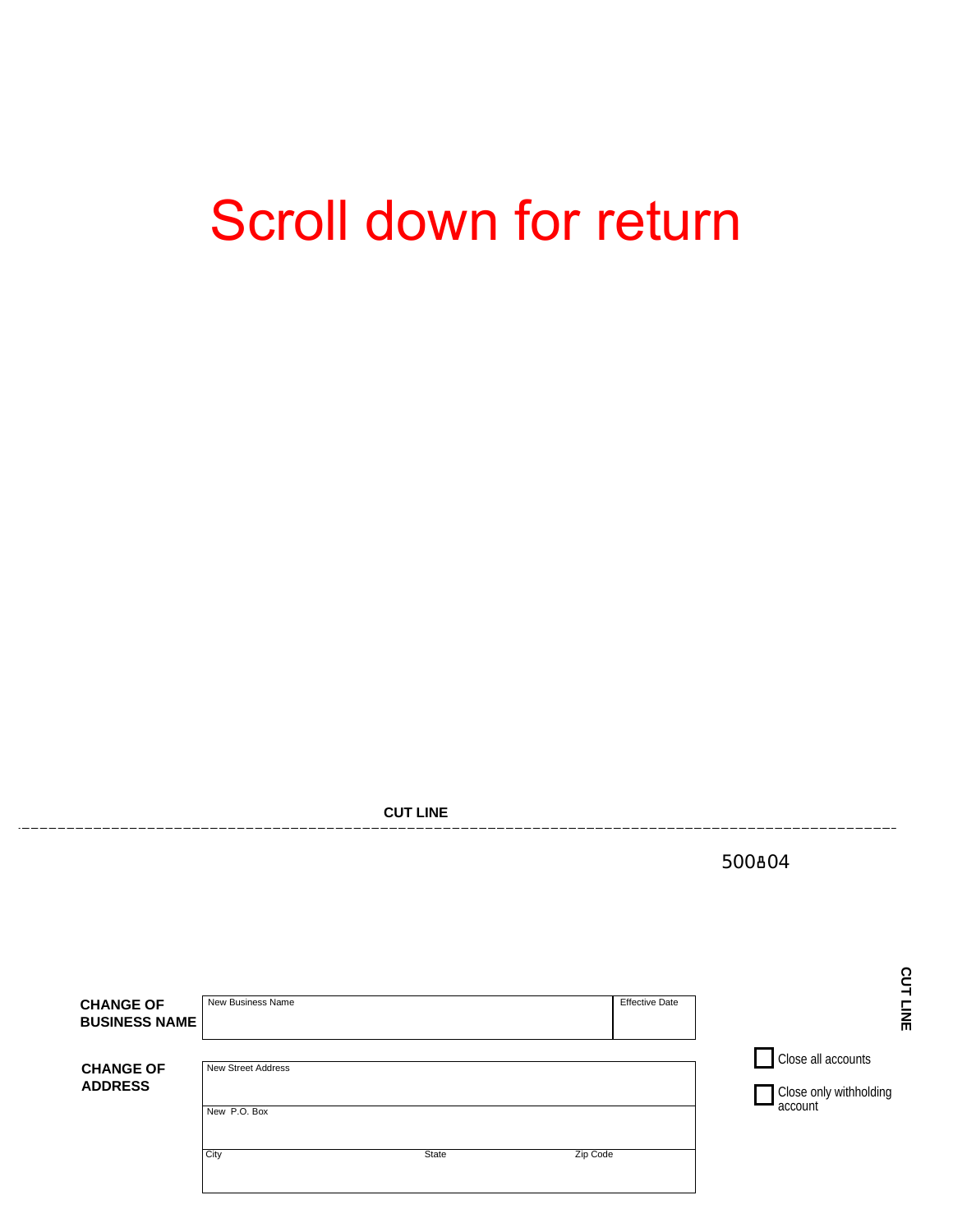# Scroll down for return

**CUT LINE**

---

500804

**CUT LINE**

| **CHANGE OF BUSINESS NAME** | New Business Name | | Effective Date |
|---|---|---|---|
| **CHANGE OF ADDRESS** | New Street Address | | |
| | New P.O. Box | | |
| | City | State | Zip Code |

☐ Close all accounts

☐ Close only withholding account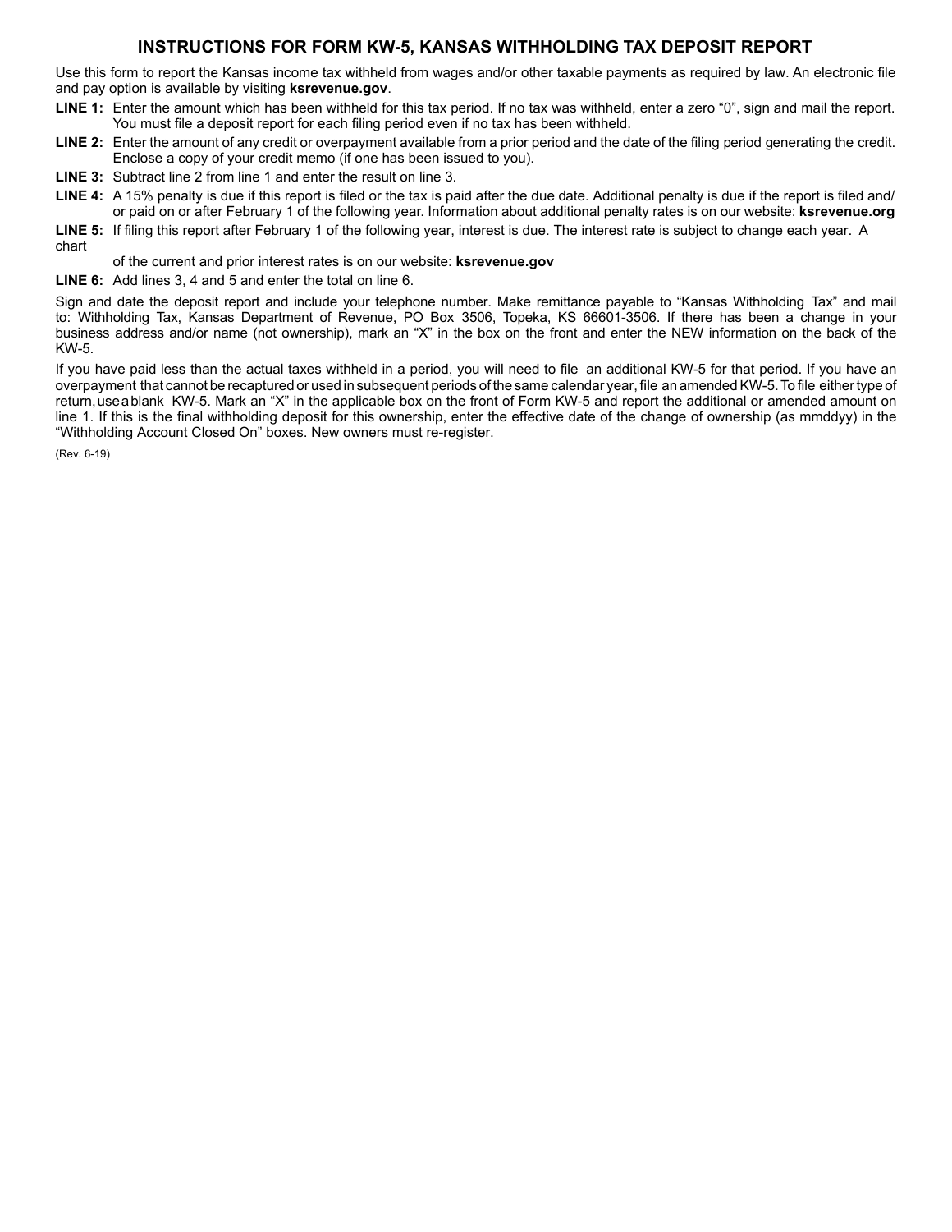## INSTRUCTIONS FOR FORM KW-5, KANSAS WITHHOLDING TAX DEPOSIT REPORT

Use this form to report the Kansas income tax withheld from wages and/or other taxable payments as required by law. An electronic file and pay option is available by visiting **ksrevenue.gov**.

**LINE 1:** Enter the amount which has been withheld for this tax period. If no tax was withheld, enter a zero "0", sign and mail the report. You must file a deposit report for each filing period even if no tax has been withheld.

**LINE 2:** Enter the amount of any credit or overpayment available from a prior period and the date of the filing period generating the credit. Enclose a copy of your credit memo (if one has been issued to you).

**LINE 3:** Subtract line 2 from line 1 and enter the result on line 3.

**LINE 4:** A 15% penalty is due if this report is filed or the tax is paid after the due date. Additional penalty is due if the report is filed and/or paid on or after February 1 of the following year. Information about additional penalty rates is on our website: **ksrevenue.org**

**LINE 5:** If filing this report after February 1 of the following year, interest is due. The interest rate is subject to change each year. A chart of the current and prior interest rates is on our website: **ksrevenue.gov**

**LINE 6:** Add lines 3, 4 and 5 and enter the total on line 6.

Sign and date the deposit report and include your telephone number. Make remittance payable to "Kansas Withholding Tax" and mail to: Withholding Tax, Kansas Department of Revenue, PO Box 3506, Topeka, KS 66601-3506. If there has been a change in your business address and/or name (not ownership), mark an "X" in the box on the front and enter the NEW information on the back of the KW-5.

If you have paid less than the actual taxes withheld in a period, you will need to file an additional KW-5 for that period. If you have an overpayment that cannot be recaptured or used in subsequent periods of the same calendar year, file an amended KW-5. To file either type of return, use a blank KW-5. Mark an "X" in the applicable box on the front of Form KW-5 and report the additional or amended amount on line 1. If this is the final withholding deposit for this ownership, enter the effective date of the change of ownership (as mmddyy) in the "Withholding Account Closed On" boxes. New owners must re-register.

(Rev. 6-19)